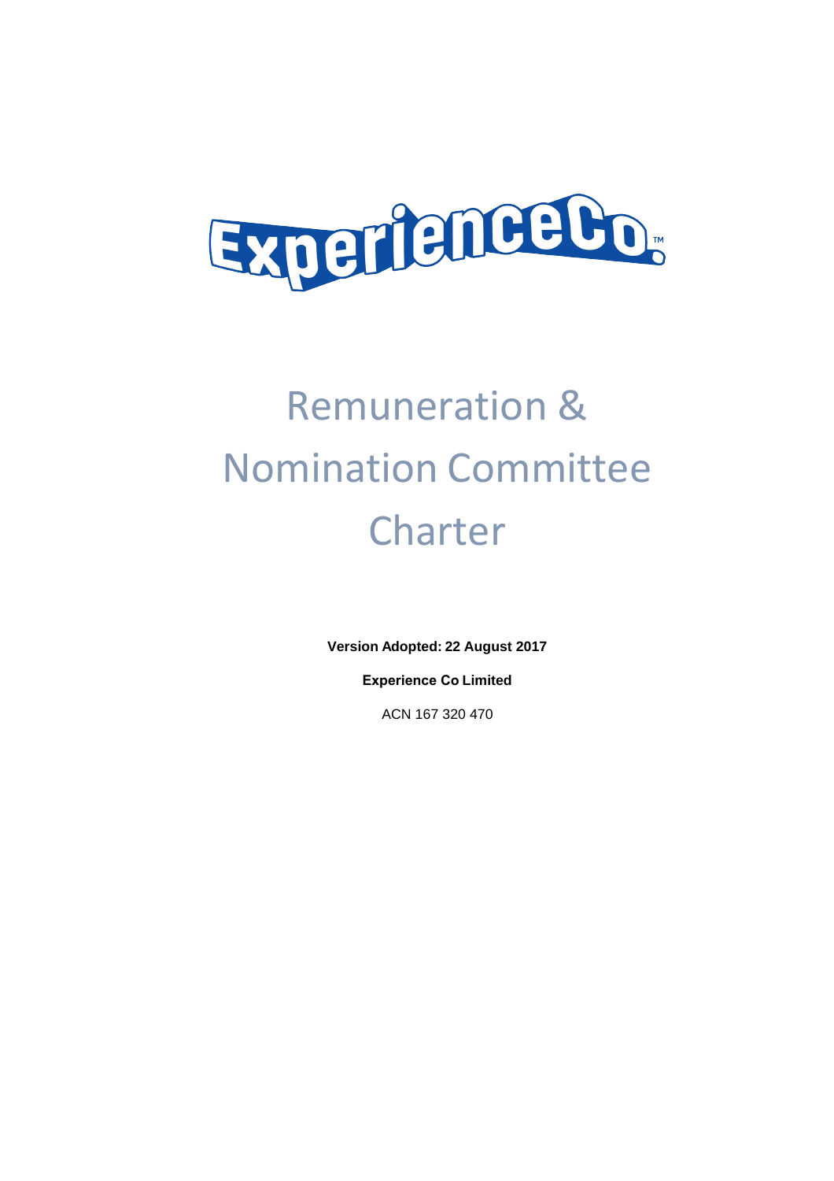# Remuneration & Nomination Committee Charter

**Version Adopted: 22 August 2017**

**Experience Co Limited**

ACN 167 320 470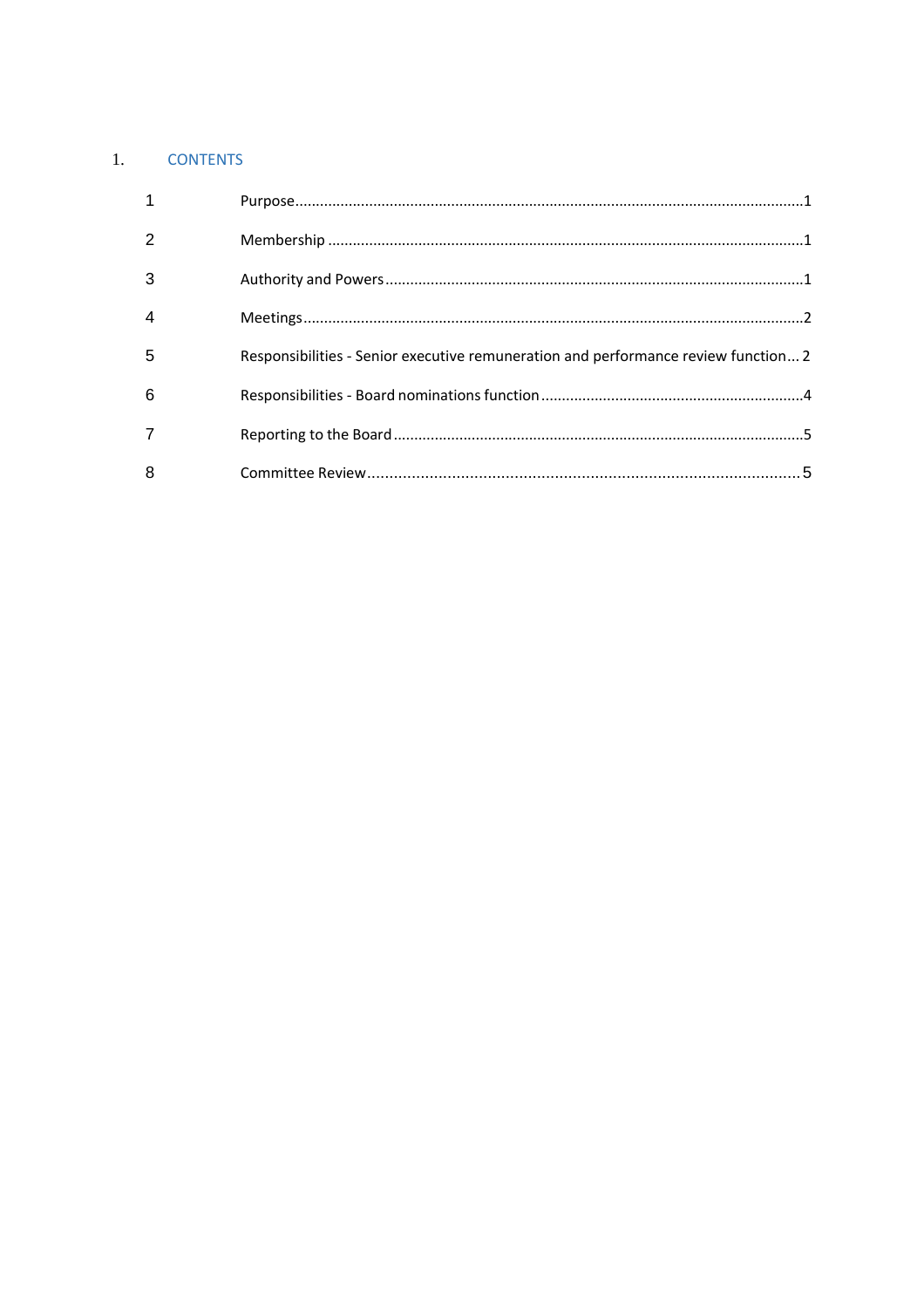# 1. CONTENTS

| | | |
|---|---|---|
| 1 | Purpose | 1 |
| 2 | Membership | 1 |
| 3 | Authority and Powers | 1 |
| 4 | Meetings | 2 |
| 5 | Responsibilities - Senior executive remuneration and performance review function | 2 |
| 6 | Responsibilities - Board nominations function | 4 |
| 7 | Reporting to the Board | 5 |
| 8 | Committee Review | 5 |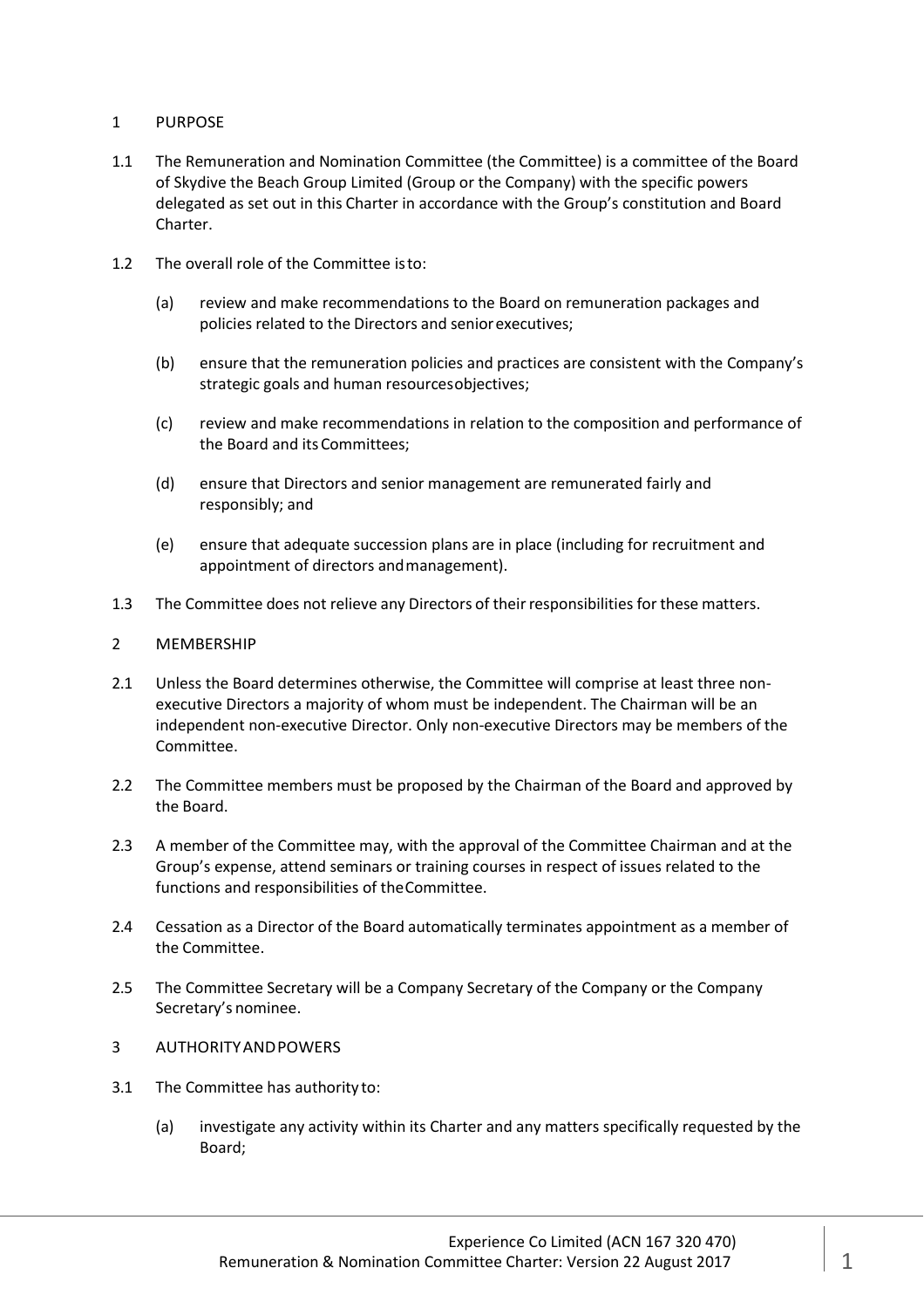## 1 PURPOSE

1.1 The Remuneration and Nomination Committee (the Committee) is a committee of the Board of Skydive the Beach Group Limited (Group or the Company) with the specific powers delegated as set out in this Charter in accordance with the Group's constitution and Board Charter.

1.2 The overall role of the Committee is to:

(a) review and make recommendations to the Board on remuneration packages and policies related to the Directors and senior executives;

(b) ensure that the remuneration policies and practices are consistent with the Company's strategic goals and human resources objectives;

(c) review and make recommendations in relation to the composition and performance of the Board and its Committees;

(d) ensure that Directors and senior management are remunerated fairly and responsibly; and

(e) ensure that adequate succession plans are in place (including for recruitment and appointment of directors and management).

1.3 The Committee does not relieve any Directors of their responsibilities for these matters.

## 2 MEMBERSHIP

2.1 Unless the Board determines otherwise, the Committee will comprise at least three non-executive Directors a majority of whom must be independent. The Chairman will be an independent non-executive Director. Only non-executive Directors may be members of the Committee.

2.2 The Committee members must be proposed by the Chairman of the Board and approved by the Board.

2.3 A member of the Committee may, with the approval of the Committee Chairman and at the Group's expense, attend seminars or training courses in respect of issues related to the functions and responsibilities of the Committee.

2.4 Cessation as a Director of the Board automatically terminates appointment as a member of the Committee.

2.5 The Committee Secretary will be a Company Secretary of the Company or the Company Secretary's nominee.

## 3 AUTHORITY AND POWERS

3.1 The Committee has authority to:

(a) investigate any activity within its Charter and any matters specifically requested by the Board;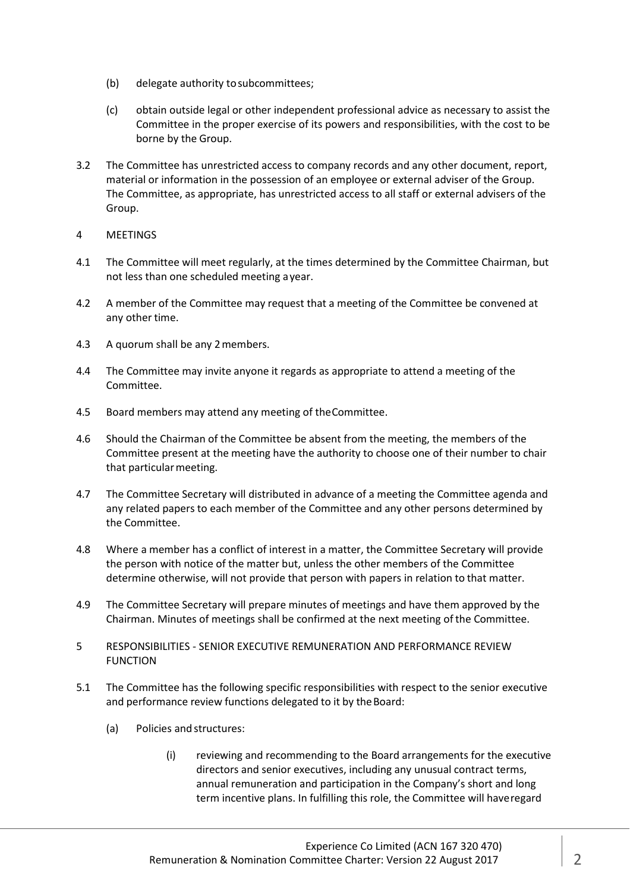(b) delegate authority to subcommittees;

(c) obtain outside legal or other independent professional advice as necessary to assist the Committee in the proper exercise of its powers and responsibilities, with the cost to be borne by the Group.

3.2 The Committee has unrestricted access to company records and any other document, report, material or information in the possession of an employee or external adviser of the Group. The Committee, as appropriate, has unrestricted access to all staff or external advisers of the Group.

## 4 MEETINGS

4.1 The Committee will meet regularly, at the times determined by the Committee Chairman, but not less than one scheduled meeting a year.

4.2 A member of the Committee may request that a meeting of the Committee be convened at any other time.

4.3 A quorum shall be any 2 members.

4.4 The Committee may invite anyone it regards as appropriate to attend a meeting of the Committee.

4.5 Board members may attend any meeting of the Committee.

4.6 Should the Chairman of the Committee be absent from the meeting, the members of the Committee present at the meeting have the authority to choose one of their number to chair that particular meeting.

4.7 The Committee Secretary will distributed in advance of a meeting the Committee agenda and any related papers to each member of the Committee and any other persons determined by the Committee.

4.8 Where a member has a conflict of interest in a matter, the Committee Secretary will provide the person with notice of the matter but, unless the other members of the Committee determine otherwise, will not provide that person with papers in relation to that matter.

4.9 The Committee Secretary will prepare minutes of meetings and have them approved by the Chairman. Minutes of meetings shall be confirmed at the next meeting of the Committee.

## 5 RESPONSIBILITIES - SENIOR EXECUTIVE REMUNERATION AND PERFORMANCE REVIEW FUNCTION

5.1 The Committee has the following specific responsibilities with respect to the senior executive and performance review functions delegated to it by the Board:

(a) Policies and structures:

(i) reviewing and recommending to the Board arrangements for the executive directors and senior executives, including any unusual contract terms, annual remuneration and participation in the Company's short and long term incentive plans. In fulfilling this role, the Committee will have regard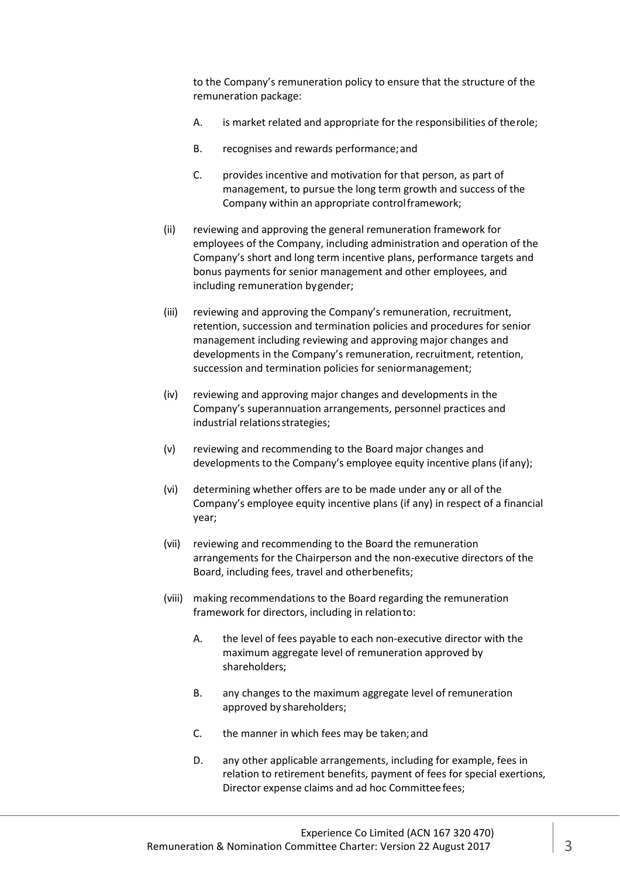to the Company's remuneration policy to ensure that the structure of the remuneration package:

A. is market related and appropriate for the responsibilities of the role;

B. recognises and rewards performance; and

C. provides incentive and motivation for that person, as part of management, to pursue the long term growth and success of the Company within an appropriate control framework;

(ii) reviewing and approving the general remuneration framework for employees of the Company, including administration and operation of the Company's short and long term incentive plans, performance targets and bonus payments for senior management and other employees, and including remuneration by gender;

(iii) reviewing and approving the Company's remuneration, recruitment, retention, succession and termination policies and procedures for senior management including reviewing and approving major changes and developments in the Company's remuneration, recruitment, retention, succession and termination policies for senior management;

(iv) reviewing and approving major changes and developments in the Company's superannuation arrangements, personnel practices and industrial relations strategies;

(v) reviewing and recommending to the Board major changes and developments to the Company's employee equity incentive plans (if any);

(vi) determining whether offers are to be made under any or all of the Company's employee equity incentive plans (if any) in respect of a financial year;

(vii) reviewing and recommending to the Board the remuneration arrangements for the Chairperson and the non-executive directors of the Board, including fees, travel and other benefits;

(viii) making recommendations to the Board regarding the remuneration framework for directors, including in relation to:

A. the level of fees payable to each non-executive director with the maximum aggregate level of remuneration approved by shareholders;

B. any changes to the maximum aggregate level of remuneration approved by shareholders;

C. the manner in which fees may be taken; and

D. any other applicable arrangements, including for example, fees in relation to retirement benefits, payment of fees for special exertions, Director expense claims and ad hoc Committee fees;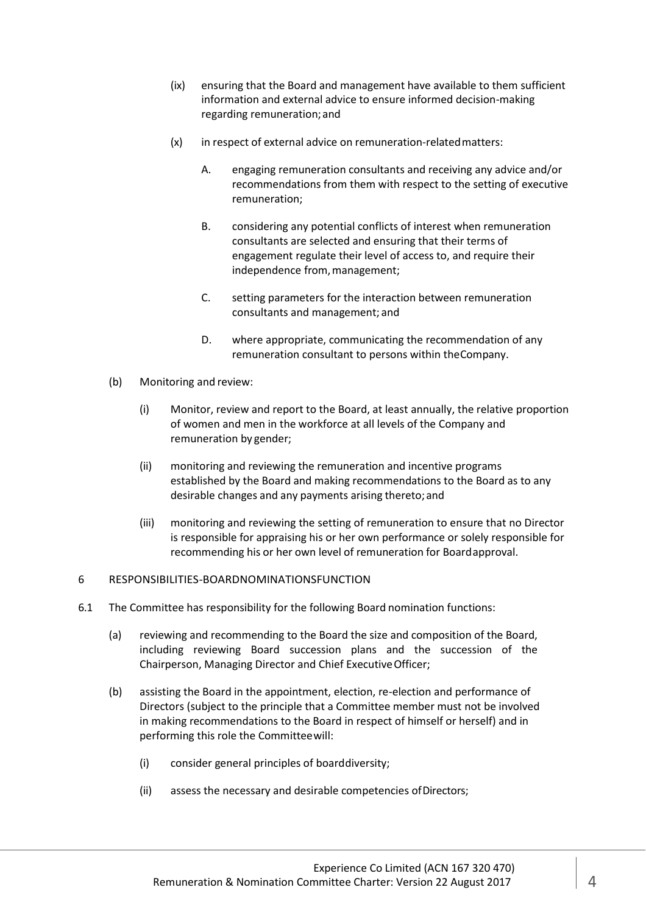(ix) ensuring that the Board and management have available to them sufficient information and external advice to ensure informed decision-making regarding remuneration; and

(x) in respect of external advice on remuneration-related matters:

A. engaging remuneration consultants and receiving any advice and/or recommendations from them with respect to the setting of executive remuneration;

B. considering any potential conflicts of interest when remuneration consultants are selected and ensuring that their terms of engagement regulate their level of access to, and require their independence from, management;

C. setting parameters for the interaction between remuneration consultants and management; and

D. where appropriate, communicating the recommendation of any remuneration consultant to persons within the Company.

(b) Monitoring and review:

(i) Monitor, review and report to the Board, at least annually, the relative proportion of women and men in the workforce at all levels of the Company and remuneration by gender;

(ii) monitoring and reviewing the remuneration and incentive programs established by the Board and making recommendations to the Board as to any desirable changes and any payments arising thereto; and

(iii) monitoring and reviewing the setting of remuneration to ensure that no Director is responsible for appraising his or her own performance or solely responsible for recommending his or her own level of remuneration for Board approval.

## 6 RESPONSIBILITIES-BOARD NOMINATIONS FUNCTION

6.1 The Committee has responsibility for the following Board nomination functions:

(a) reviewing and recommending to the Board the size and composition of the Board, including reviewing Board succession plans and the succession of the Chairperson, Managing Director and Chief Executive Officer;

(b) assisting the Board in the appointment, election, re-election and performance of Directors (subject to the principle that a Committee member must not be involved in making recommendations to the Board in respect of himself or herself) and in performing this role the Committee will:

(i) consider general principles of board diversity;

(ii) assess the necessary and desirable competencies of Directors;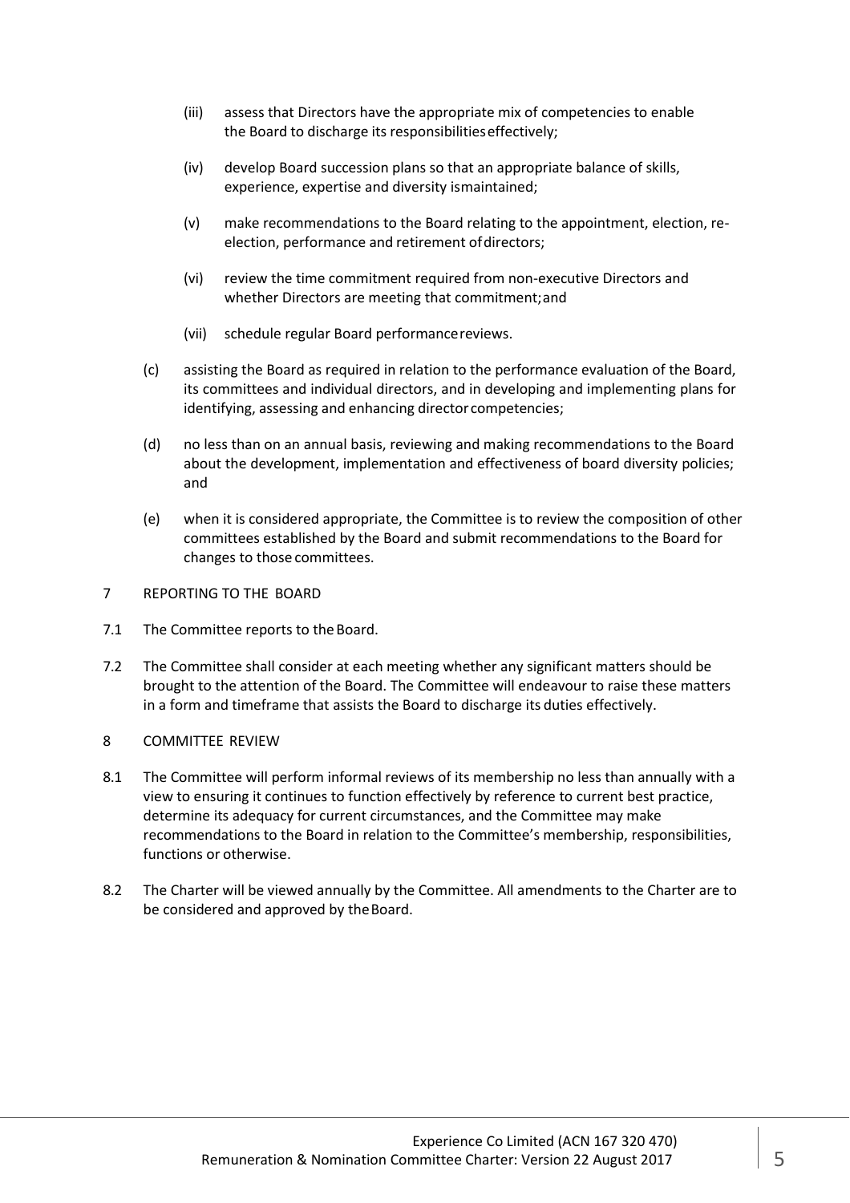(iii) assess that Directors have the appropriate mix of competencies to enable the Board to discharge its responsibilities effectively;

(iv) develop Board succession plans so that an appropriate balance of skills, experience, expertise and diversity is maintained;

(v) make recommendations to the Board relating to the appointment, election, re-election, performance and retirement of directors;

(vi) review the time commitment required from non-executive Directors and whether Directors are meeting that commitment; and

(vii) schedule regular Board performance reviews.

(c) assisting the Board as required in relation to the performance evaluation of the Board, its committees and individual directors, and in developing and implementing plans for identifying, assessing and enhancing director competencies;

(d) no less than on an annual basis, reviewing and making recommendations to the Board about the development, implementation and effectiveness of board diversity policies; and

(e) when it is considered appropriate, the Committee is to review the composition of other committees established by the Board and submit recommendations to the Board for changes to those committees.

## 7 REPORTING TO THE BOARD

7.1 The Committee reports to the Board.

7.2 The Committee shall consider at each meeting whether any significant matters should be brought to the attention of the Board. The Committee will endeavour to raise these matters in a form and timeframe that assists the Board to discharge its duties effectively.

## 8 COMMITTEE REVIEW

8.1 The Committee will perform informal reviews of its membership no less than annually with a view to ensuring it continues to function effectively by reference to current best practice, determine its adequacy for current circumstances, and the Committee may make recommendations to the Board in relation to the Committee's membership, responsibilities, functions or otherwise.

8.2 The Charter will be viewed annually by the Committee. All amendments to the Charter are to be considered and approved by the Board.